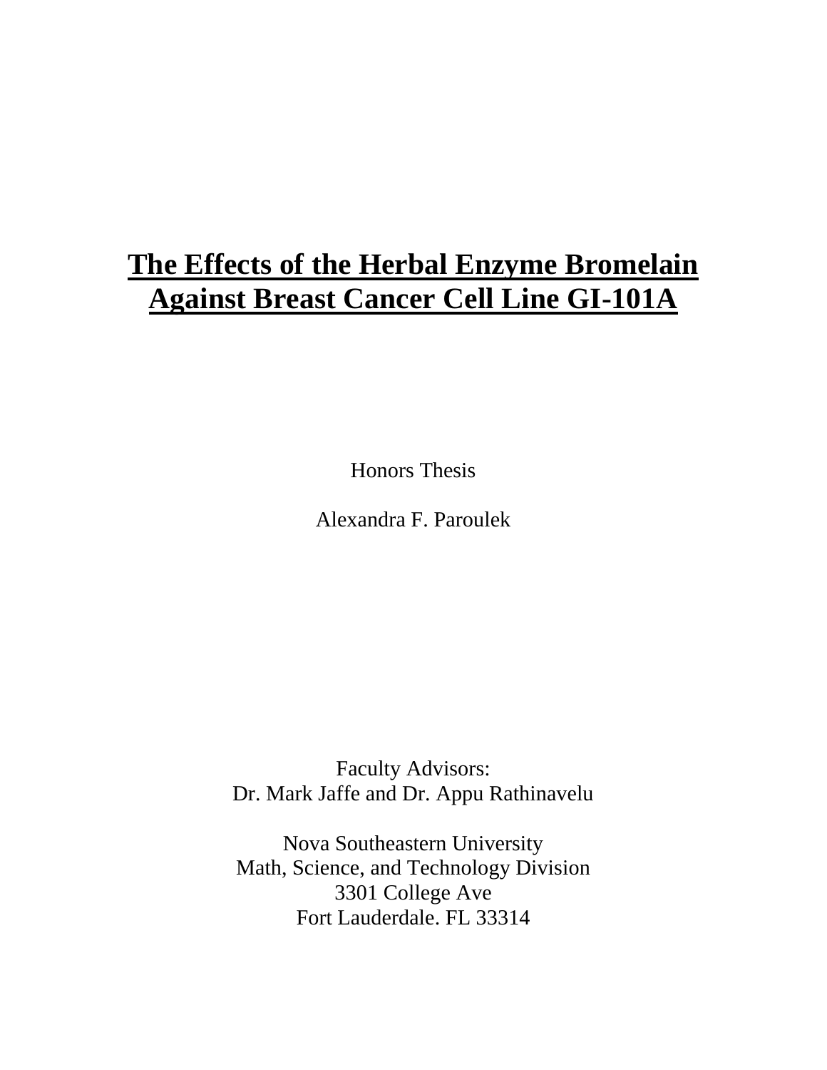# **The Effects of the Herbal Enzyme Bromelain Against Breast Cancer Cell Line GI-101A**

Honors Thesis

Alexandra F. Paroulek

Faculty Advisors:
Dr. Mark Jaffe and Dr. Appu Rathinavelu

Nova Southeastern University
Math, Science, and Technology Division
3301 College Ave
Fort Lauderdale. FL 33314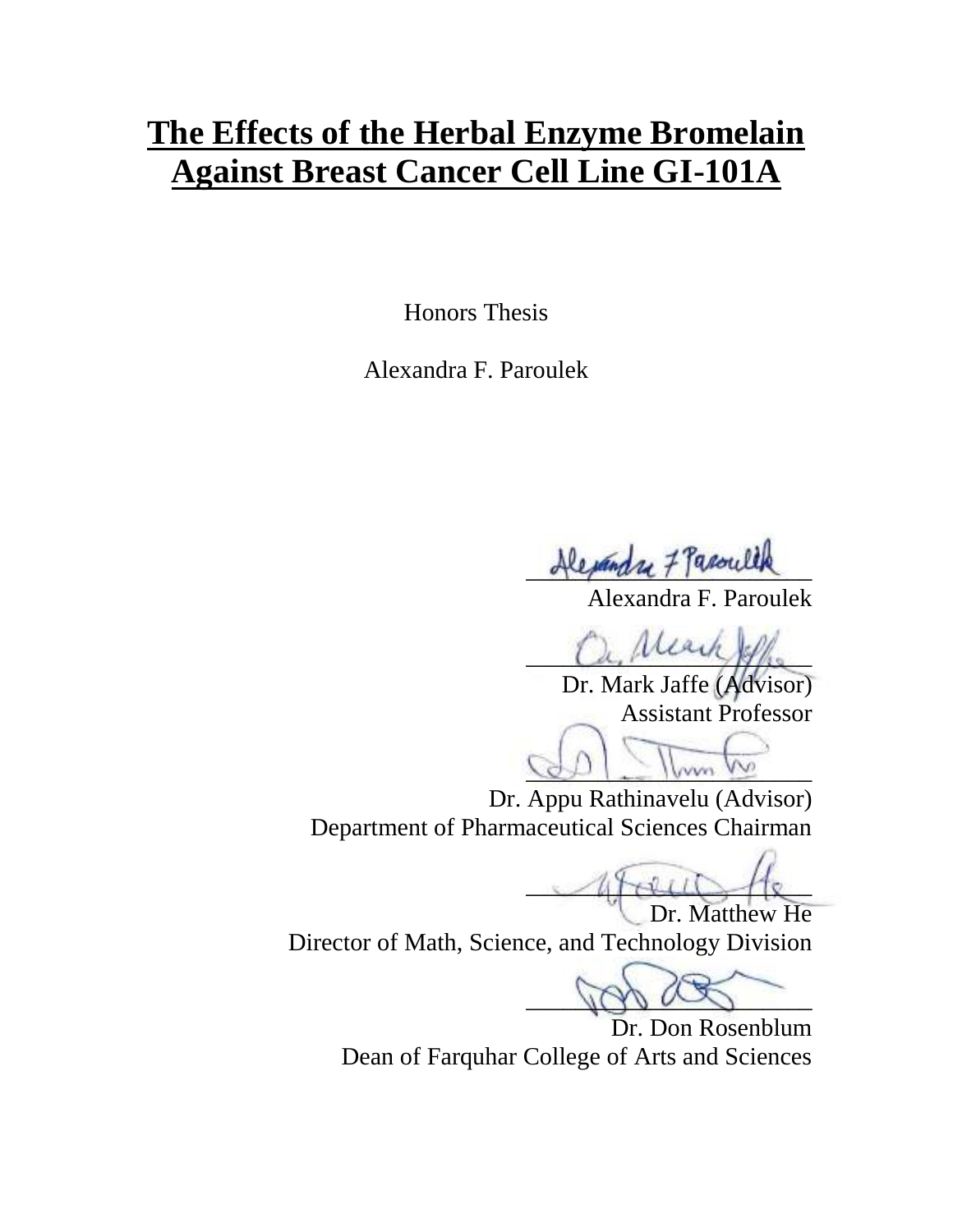# The Effects of the Herbal Enzyme Bromelain Against Breast Cancer Cell Line GI-101A

Honors Thesis

Alexandra F. Paroulek

Alexandra F. Paroulek

Dr. Mark Jaffe (Advisor)
Assistant Professor

Dr. Appu Rathinavelu (Advisor)
Department of Pharmaceutical Sciences Chairman

Dr. Matthew He
Director of Math, Science, and Technology Division

Dr. Don Rosenblum
Dean of Farquhar College of Arts and Sciences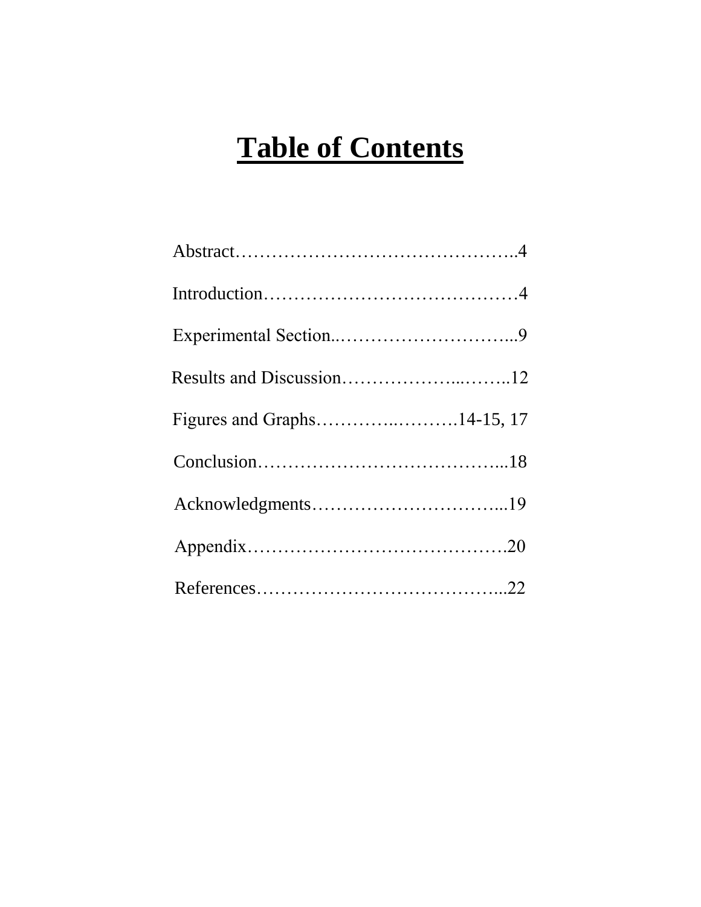# Table of Contents

Abstract……………………………………………..4

Introduction……………………………………4

Experimental Section..………………………...9

Results and Discussion………………...……..12

Figures and Graphs…………..……….14-15, 17

Conclusion…………………………………...18

Acknowledgments…………………………...19

Appendix…………………………………….20

References…………………………………...22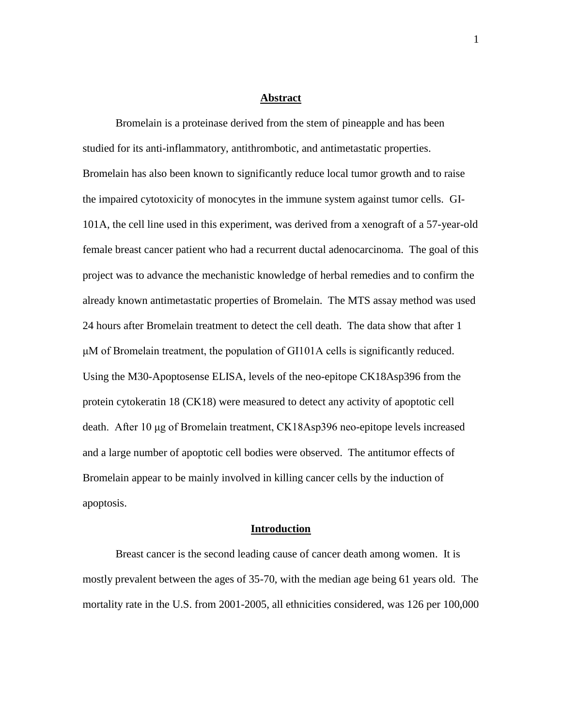## Abstract

Bromelain is a proteinase derived from the stem of pineapple and has been studied for its anti-inflammatory, antithrombotic, and antimetastatic properties. Bromelain has also been known to significantly reduce local tumor growth and to raise the impaired cytotoxicity of monocytes in the immune system against tumor cells. GI-101A, the cell line used in this experiment, was derived from a xenograft of a 57-year-old female breast cancer patient who had a recurrent ductal adenocarcinoma. The goal of this project was to advance the mechanistic knowledge of herbal remedies and to confirm the already known antimetastatic properties of Bromelain. The MTS assay method was used 24 hours after Bromelain treatment to detect the cell death. The data show that after 1 μM of Bromelain treatment, the population of GI101A cells is significantly reduced. Using the M30-Apoptosense ELISA, levels of the neo-epitope CK18Asp396 from the protein cytokeratin 18 (CK18) were measured to detect any activity of apoptotic cell death. After 10 μg of Bromelain treatment, CK18Asp396 neo-epitope levels increased and a large number of apoptotic cell bodies were observed. The antitumor effects of Bromelain appear to be mainly involved in killing cancer cells by the induction of apoptosis.

## Introduction

Breast cancer is the second leading cause of cancer death among women. It is mostly prevalent between the ages of 35-70, with the median age being 61 years old. The mortality rate in the U.S. from 2001-2005, all ethnicities considered, was 126 per 100,000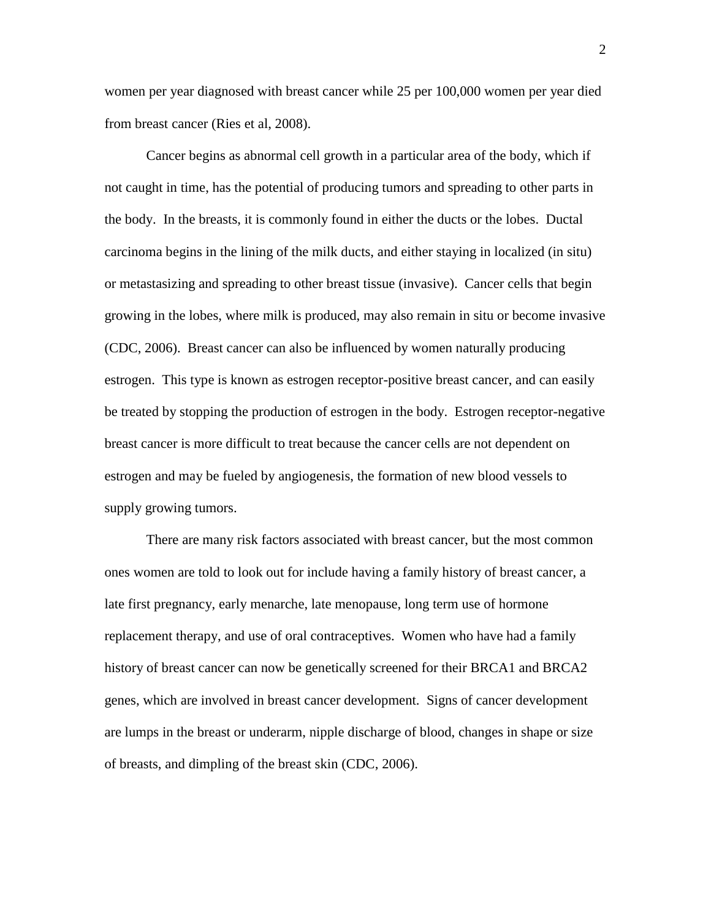women per year diagnosed with breast cancer while 25 per 100,000 women per year died from breast cancer (Ries et al, 2008).

Cancer begins as abnormal cell growth in a particular area of the body, which if not caught in time, has the potential of producing tumors and spreading to other parts in the body. In the breasts, it is commonly found in either the ducts or the lobes. Ductal carcinoma begins in the lining of the milk ducts, and either staying in localized (in situ) or metastasizing and spreading to other breast tissue (invasive). Cancer cells that begin growing in the lobes, where milk is produced, may also remain in situ or become invasive (CDC, 2006). Breast cancer can also be influenced by women naturally producing estrogen. This type is known as estrogen receptor-positive breast cancer, and can easily be treated by stopping the production of estrogen in the body. Estrogen receptor-negative breast cancer is more difficult to treat because the cancer cells are not dependent on estrogen and may be fueled by angiogenesis, the formation of new blood vessels to supply growing tumors.

There are many risk factors associated with breast cancer, but the most common ones women are told to look out for include having a family history of breast cancer, a late first pregnancy, early menarche, late menopause, long term use of hormone replacement therapy, and use of oral contraceptives. Women who have had a family history of breast cancer can now be genetically screened for their BRCA1 and BRCA2 genes, which are involved in breast cancer development. Signs of cancer development are lumps in the breast or underarm, nipple discharge of blood, changes in shape or size of breasts, and dimpling of the breast skin (CDC, 2006).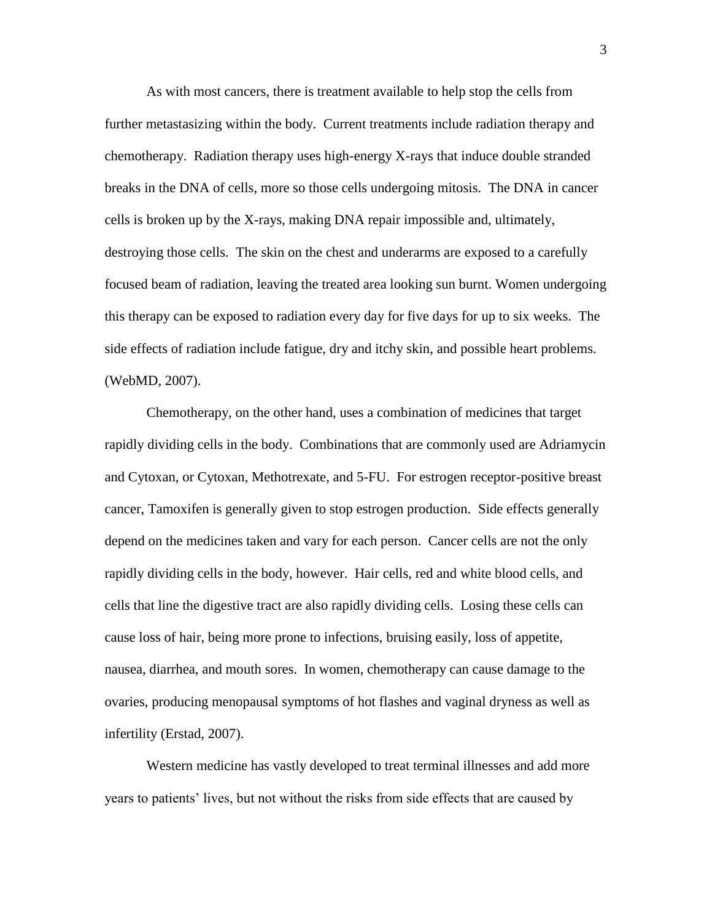As with most cancers, there is treatment available to help stop the cells from further metastasizing within the body. Current treatments include radiation therapy and chemotherapy. Radiation therapy uses high-energy X-rays that induce double stranded breaks in the DNA of cells, more so those cells undergoing mitosis. The DNA in cancer cells is broken up by the X-rays, making DNA repair impossible and, ultimately, destroying those cells. The skin on the chest and underarms are exposed to a carefully focused beam of radiation, leaving the treated area looking sun burnt. Women undergoing this therapy can be exposed to radiation every day for five days for up to six weeks. The side effects of radiation include fatigue, dry and itchy skin, and possible heart problems. (WebMD, 2007).

Chemotherapy, on the other hand, uses a combination of medicines that target rapidly dividing cells in the body. Combinations that are commonly used are Adriamycin and Cytoxan, or Cytoxan, Methotrexate, and 5-FU. For estrogen receptor-positive breast cancer, Tamoxifen is generally given to stop estrogen production. Side effects generally depend on the medicines taken and vary for each person. Cancer cells are not the only rapidly dividing cells in the body, however. Hair cells, red and white blood cells, and cells that line the digestive tract are also rapidly dividing cells. Losing these cells can cause loss of hair, being more prone to infections, bruising easily, loss of appetite, nausea, diarrhea, and mouth sores. In women, chemotherapy can cause damage to the ovaries, producing menopausal symptoms of hot flashes and vaginal dryness as well as infertility (Erstad, 2007).

Western medicine has vastly developed to treat terminal illnesses and add more years to patients' lives, but not without the risks from side effects that are caused by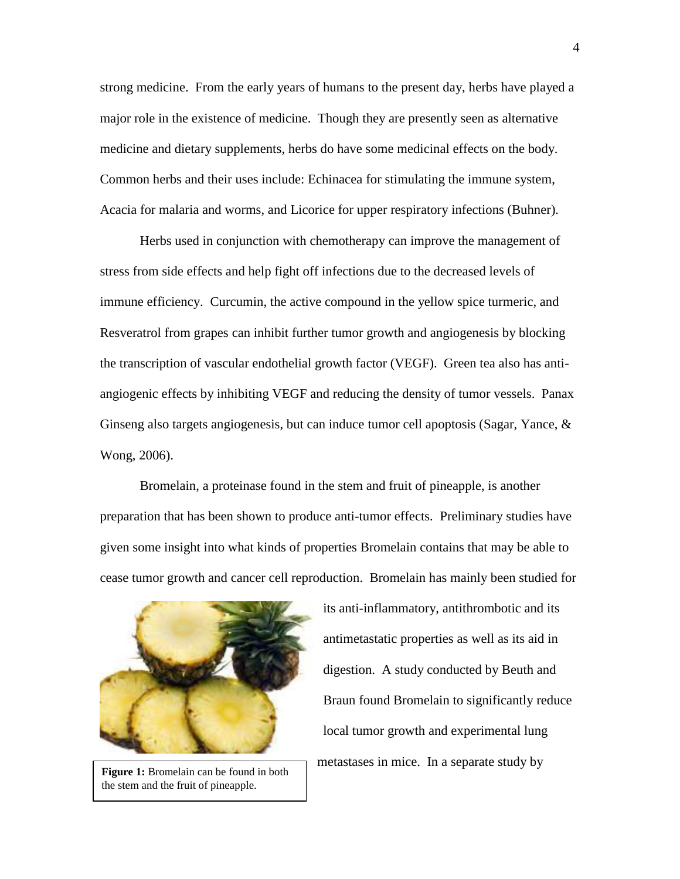strong medicine. From the early years of humans to the present day, herbs have played a major role in the existence of medicine. Though they are presently seen as alternative medicine and dietary supplements, herbs do have some medicinal effects on the body. Common herbs and their uses include: Echinacea for stimulating the immune system, Acacia for malaria and worms, and Licorice for upper respiratory infections (Buhner).

Herbs used in conjunction with chemotherapy can improve the management of stress from side effects and help fight off infections due to the decreased levels of immune efficiency. Curcumin, the active compound in the yellow spice turmeric, and Resveratrol from grapes can inhibit further tumor growth and angiogenesis by blocking the transcription of vascular endothelial growth factor (VEGF). Green tea also has anti-angiogenic effects by inhibiting VEGF and reducing the density of tumor vessels. Panax Ginseng also targets angiogenesis, but can induce tumor cell apoptosis (Sagar, Yance, & Wong, 2006).

Bromelain, a proteinase found in the stem and fruit of pineapple, is another preparation that has been shown to produce anti-tumor effects. Preliminary studies have given some insight into what kinds of properties Bromelain contains that may be able to cease tumor growth and cancer cell reproduction. Bromelain has mainly been studied for its anti-inflammatory, antithrombotic and its antimetastatic properties as well as its aid in digestion. A study conducted by Beuth and Braun found Bromelain to significantly reduce local tumor growth and experimental lung metastases in mice. In a separate study by

**Figure 1:** Bromelain can be found in both the stem and the fruit of pineapple.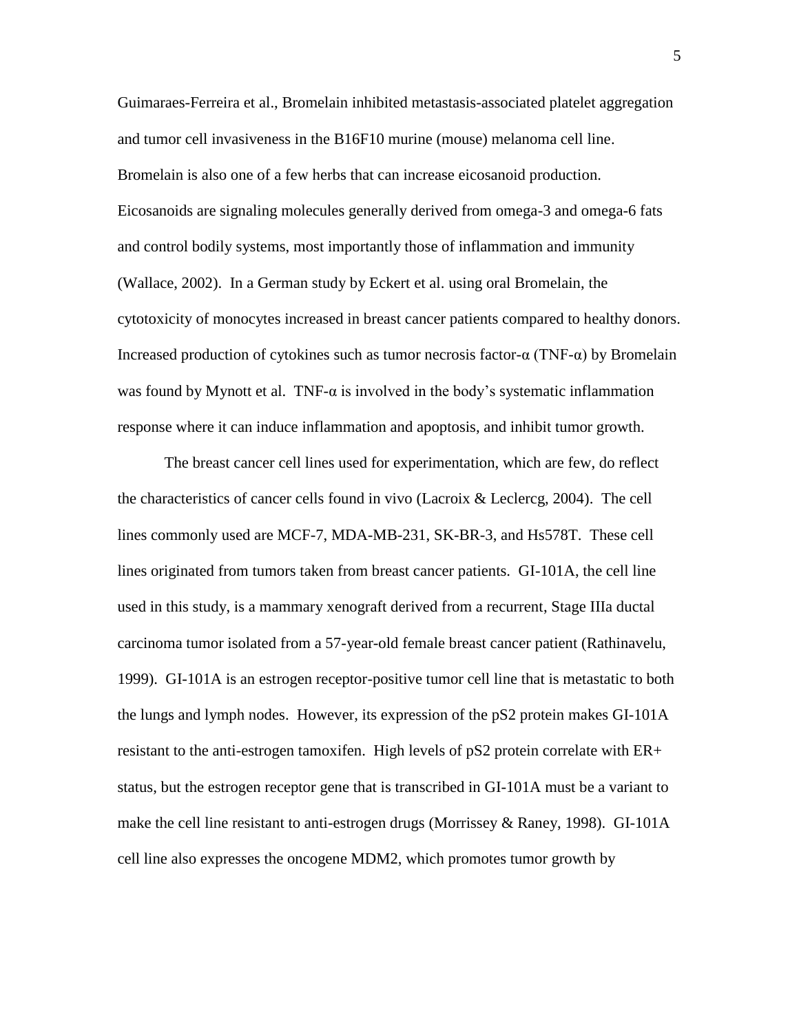Guimaraes-Ferreira et al., Bromelain inhibited metastasis-associated platelet aggregation and tumor cell invasiveness in the B16F10 murine (mouse) melanoma cell line. Bromelain is also one of a few herbs that can increase eicosanoid production. Eicosanoids are signaling molecules generally derived from omega-3 and omega-6 fats and control bodily systems, most importantly those of inflammation and immunity (Wallace, 2002). In a German study by Eckert et al. using oral Bromelain, the cytotoxicity of monocytes increased in breast cancer patients compared to healthy donors. Increased production of cytokines such as tumor necrosis factor-α (TNF-α) by Bromelain was found by Mynott et al. TNF-α is involved in the body's systematic inflammation response where it can induce inflammation and apoptosis, and inhibit tumor growth.

The breast cancer cell lines used for experimentation, which are few, do reflect the characteristics of cancer cells found in vivo (Lacroix & Leclercg, 2004). The cell lines commonly used are MCF-7, MDA-MB-231, SK-BR-3, and Hs578T. These cell lines originated from tumors taken from breast cancer patients. GI-101A, the cell line used in this study, is a mammary xenograft derived from a recurrent, Stage IIIa ductal carcinoma tumor isolated from a 57-year-old female breast cancer patient (Rathinavelu, 1999). GI-101A is an estrogen receptor-positive tumor cell line that is metastatic to both the lungs and lymph nodes. However, its expression of the pS2 protein makes GI-101A resistant to the anti-estrogen tamoxifen. High levels of pS2 protein correlate with ER+ status, but the estrogen receptor gene that is transcribed in GI-101A must be a variant to make the cell line resistant to anti-estrogen drugs (Morrissey & Raney, 1998). GI-101A cell line also expresses the oncogene MDM2, which promotes tumor growth by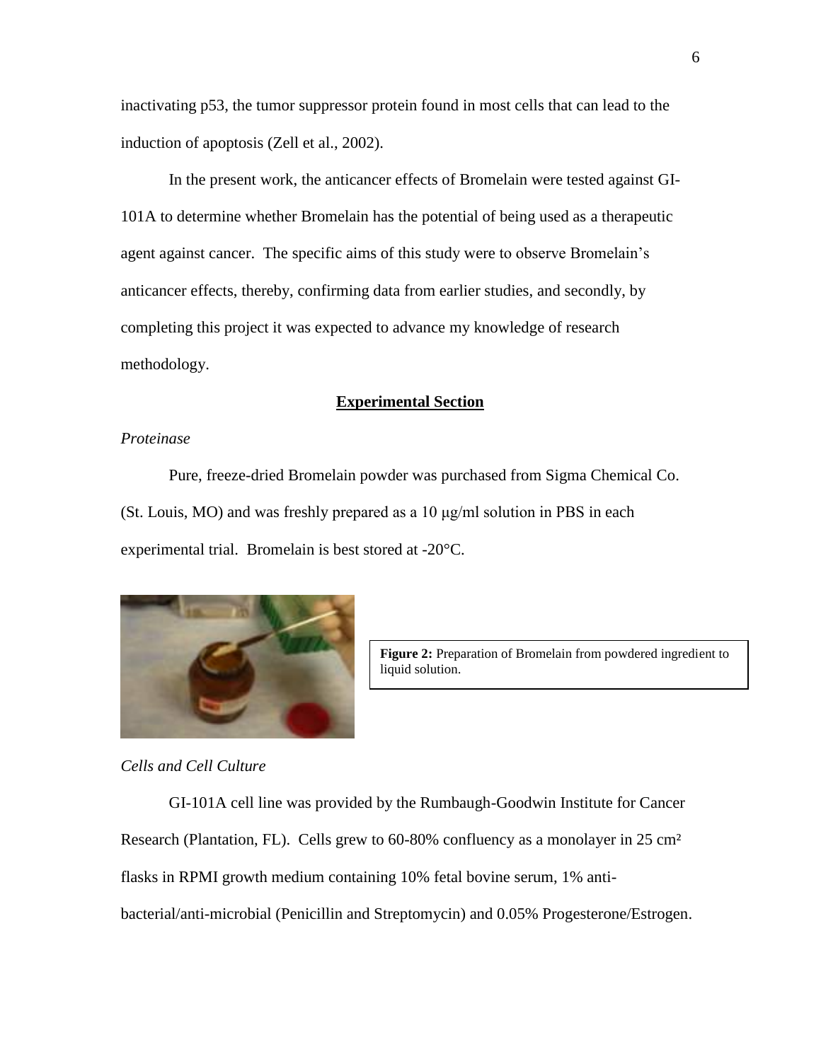inactivating p53, the tumor suppressor protein found in most cells that can lead to the induction of apoptosis (Zell et al., 2002).

In the present work, the anticancer effects of Bromelain were tested against GI-101A to determine whether Bromelain has the potential of being used as a therapeutic agent against cancer. The specific aims of this study were to observe Bromelain's anticancer effects, thereby, confirming data from earlier studies, and secondly, by completing this project it was expected to advance my knowledge of research methodology.

## Experimental Section

*Proteinase*

Pure, freeze-dried Bromelain powder was purchased from Sigma Chemical Co. (St. Louis, MO) and was freshly prepared as a 10 μg/ml solution in PBS in each experimental trial. Bromelain is best stored at -20°C.

**Figure 2:** Preparation of Bromelain from powdered ingredient to liquid solution.

*Cells and Cell Culture*

GI-101A cell line was provided by the Rumbaugh-Goodwin Institute for Cancer Research (Plantation, FL). Cells grew to 60-80% confluency as a monolayer in 25 cm² flasks in RPMI growth medium containing 10% fetal bovine serum, 1% anti-bacterial/anti-microbial (Penicillin and Streptomycin) and 0.05% Progesterone/Estrogen.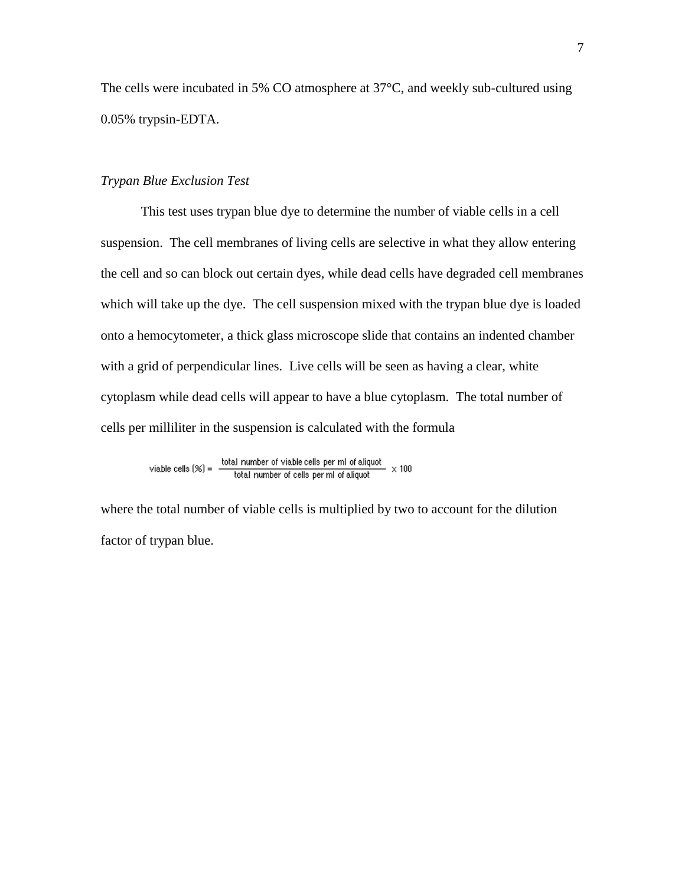The cells were incubated in 5% CO atmosphere at 37°C, and weekly sub-cultured using 0.05% trypsin-EDTA.

### *Trypan Blue Exclusion Test*

This test uses trypan blue dye to determine the number of viable cells in a cell suspension. The cell membranes of living cells are selective in what they allow entering the cell and so can block out certain dyes, while dead cells have degraded cell membranes which will take up the dye. The cell suspension mixed with the trypan blue dye is loaded onto a hemocytometer, a thick glass microscope slide that contains an indented chamber with a grid of perpendicular lines. Live cells will be seen as having a clear, white cytoplasm while dead cells will appear to have a blue cytoplasm. The total number of cells per milliliter in the suspension is calculated with the formula

$$\text{viable cells (\%)} = \frac{\text{total number of viable cells per ml of aliquot}}{\text{total number of cells per ml of aliquot}} \times 100$$

where the total number of viable cells is multiplied by two to account for the dilution factor of trypan blue.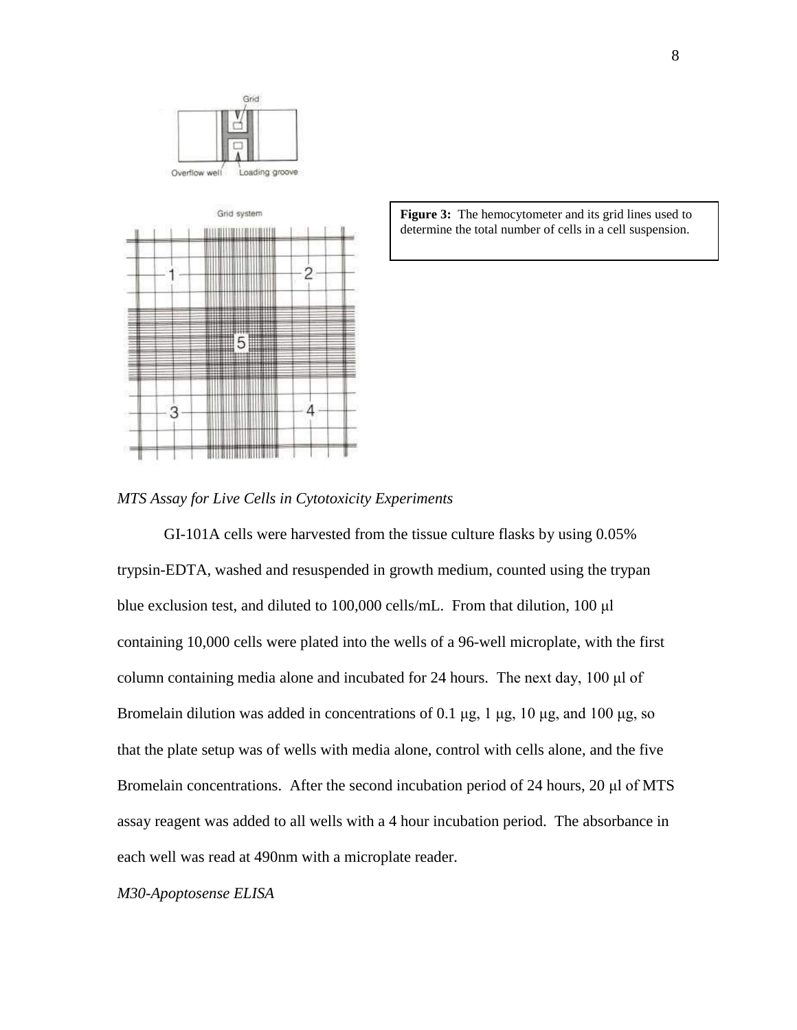**Figure 3:** The hemocytometer and its grid lines used to determine the total number of cells in a cell suspension.

*MTS Assay for Live Cells in Cytotoxicity Experiments*

GI-101A cells were harvested from the tissue culture flasks by using 0.05% trypsin-EDTA, washed and resuspended in growth medium, counted using the trypan blue exclusion test, and diluted to 100,000 cells/mL. From that dilution, 100 μl containing 10,000 cells were plated into the wells of a 96-well microplate, with the first column containing media alone and incubated for 24 hours. The next day, 100 μl of Bromelain dilution was added in concentrations of 0.1 μg, 1 μg, 10 μg, and 100 μg, so that the plate setup was of wells with media alone, control with cells alone, and the five Bromelain concentrations. After the second incubation period of 24 hours, 20 μl of MTS assay reagent was added to all wells with a 4 hour incubation period. The absorbance in each well was read at 490nm with a microplate reader.

*M30-Apoptosense ELISA*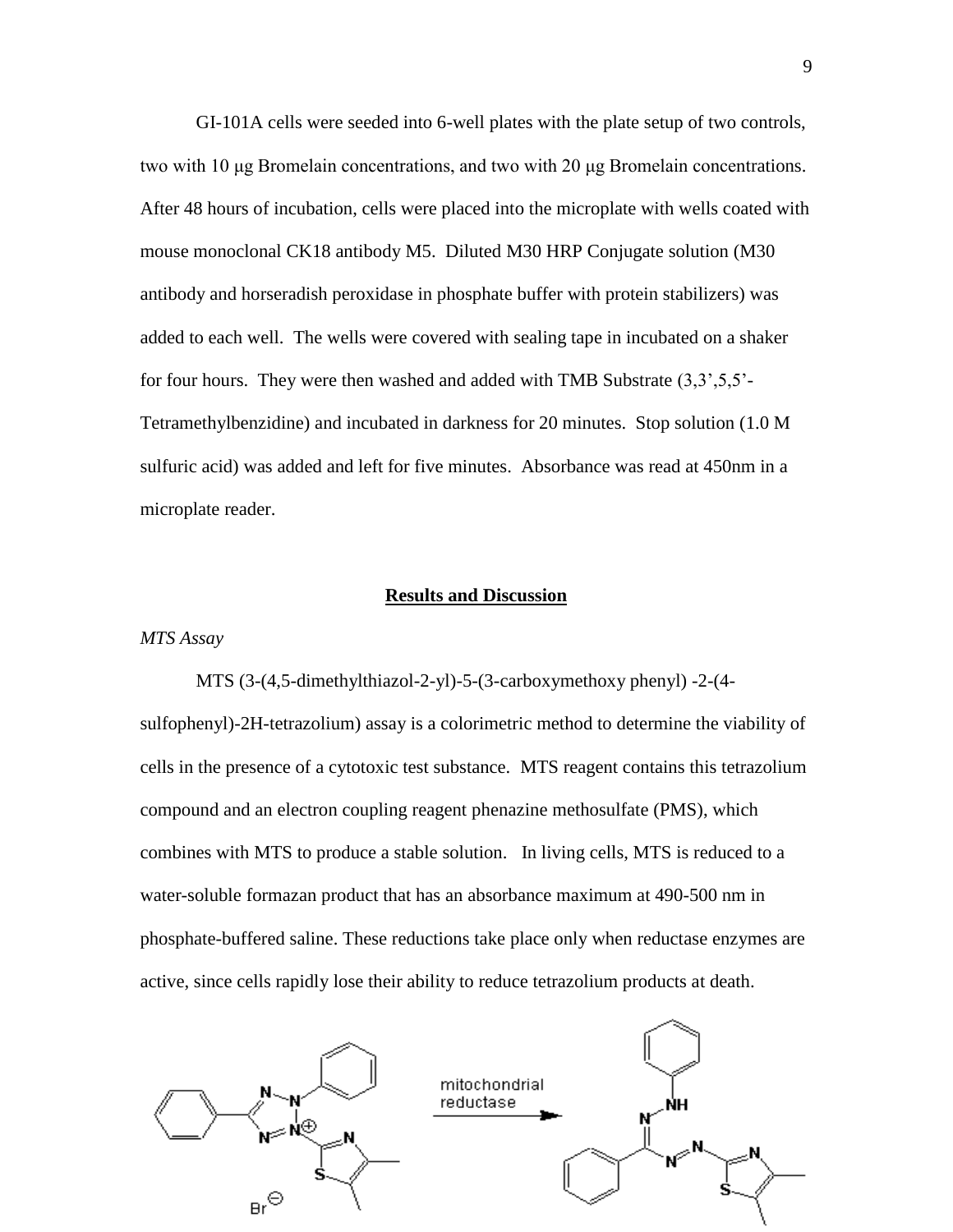GI-101A cells were seeded into 6-well plates with the plate setup of two controls, two with 10 μg Bromelain concentrations, and two with 20 μg Bromelain concentrations. After 48 hours of incubation, cells were placed into the microplate with wells coated with mouse monoclonal CK18 antibody M5. Diluted M30 HRP Conjugate solution (M30 antibody and horseradish peroxidase in phosphate buffer with protein stabilizers) was added to each well. The wells were covered with sealing tape in incubated on a shaker for four hours. They were then washed and added with TMB Substrate (3,3',5,5'-Tetramethylbenzidine) and incubated in darkness for 20 minutes. Stop solution (1.0 M sulfuric acid) was added and left for five minutes. Absorbance was read at 450nm in a microplate reader.

## Results and Discussion

*MTS Assay*

MTS (3-(4,5-dimethylthiazol-2-yl)-5-(3-carboxymethoxy phenyl) -2-(4-sulfophenyl)-2H-tetrazolium) assay is a colorimetric method to determine the viability of cells in the presence of a cytotoxic test substance. MTS reagent contains this tetrazolium compound and an electron coupling reagent phenazine methosulfate (PMS), which combines with MTS to produce a stable solution. In living cells, MTS is reduced to a water-soluble formazan product that has an absorbance maximum at 490-500 nm in phosphate-buffered saline. These reductions take place only when reductase enzymes are active, since cells rapidly lose their ability to reduce tetrazolium products at death.

mitochondrial reductase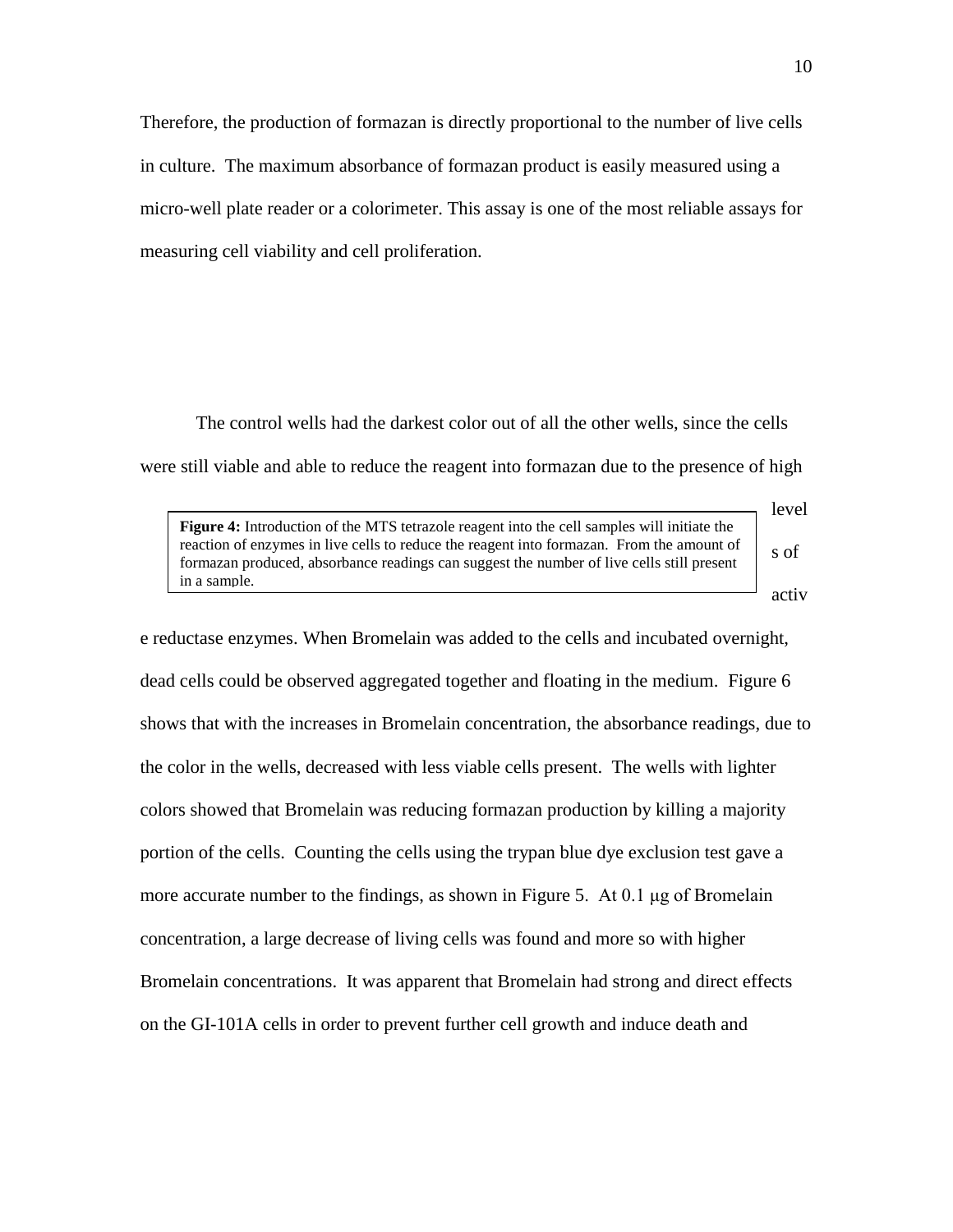Therefore, the production of formazan is directly proportional to the number of live cells in culture. The maximum absorbance of formazan product is easily measured using a micro-well plate reader or a colorimeter. This assay is one of the most reliable assays for measuring cell viability and cell proliferation.

**Figure 4:** Introduction of the MTS tetrazole reagent into the cell samples will initiate the reaction of enzymes in live cells to reduce the reagent into formazan. From the amount of formazan produced, absorbance readings can suggest the number of live cells still present in a sample.

The control wells had the darkest color out of all the other wells, since the cells were still viable and able to reduce the reagent into formazan due to the presence of high levels of active reductase enzymes. When Bromelain was added to the cells and incubated overnight, dead cells could be observed aggregated together and floating in the medium. Figure 6 shows that with the increases in Bromelain concentration, the absorbance readings, due to the color in the wells, decreased with less viable cells present. The wells with lighter colors showed that Bromelain was reducing formazan production by killing a majority portion of the cells. Counting the cells using the trypan blue dye exclusion test gave a more accurate number to the findings, as shown in Figure 5. At 0.1 μg of Bromelain concentration, a large decrease of living cells was found and more so with higher Bromelain concentrations. It was apparent that Bromelain had strong and direct effects on the GI-101A cells in order to prevent further cell growth and induce death and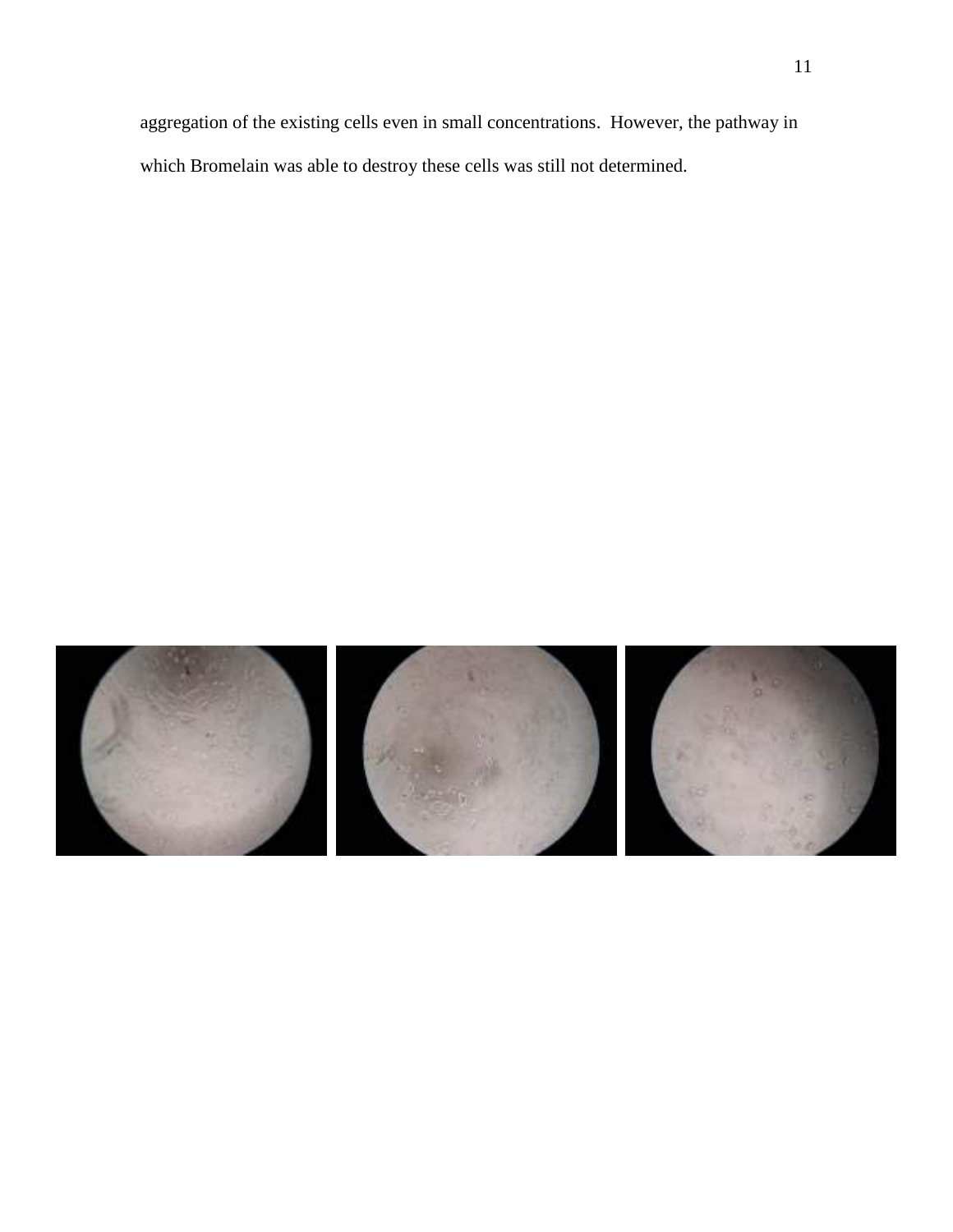aggregation of the existing cells even in small concentrations. However, the pathway in which Bromelain was able to destroy these cells was still not determined.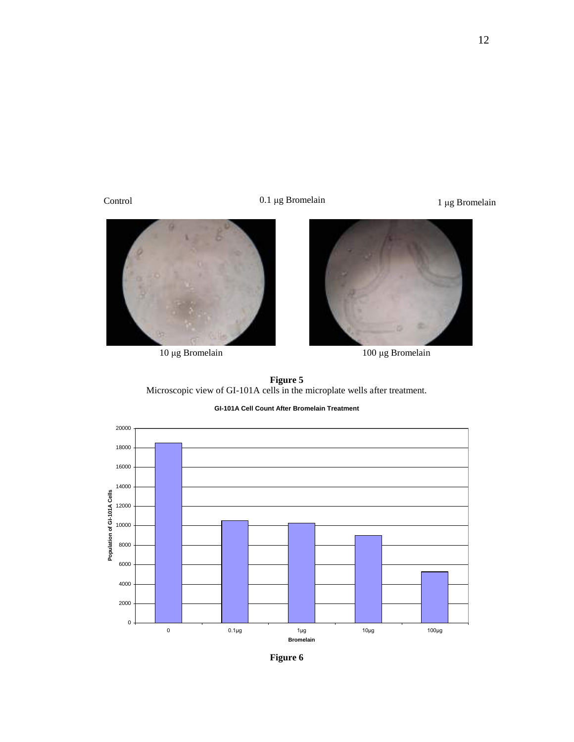Control 0.1 µg Bromelain 1 µg Bromelain

10 µg Bromelain 100 µg Bromelain

**Figure 5**
Microscopic view of GI-101A cells in the microplate wells after treatment.

**GI-101A Cell Count After Bromelain Treatment**

**Figure 6**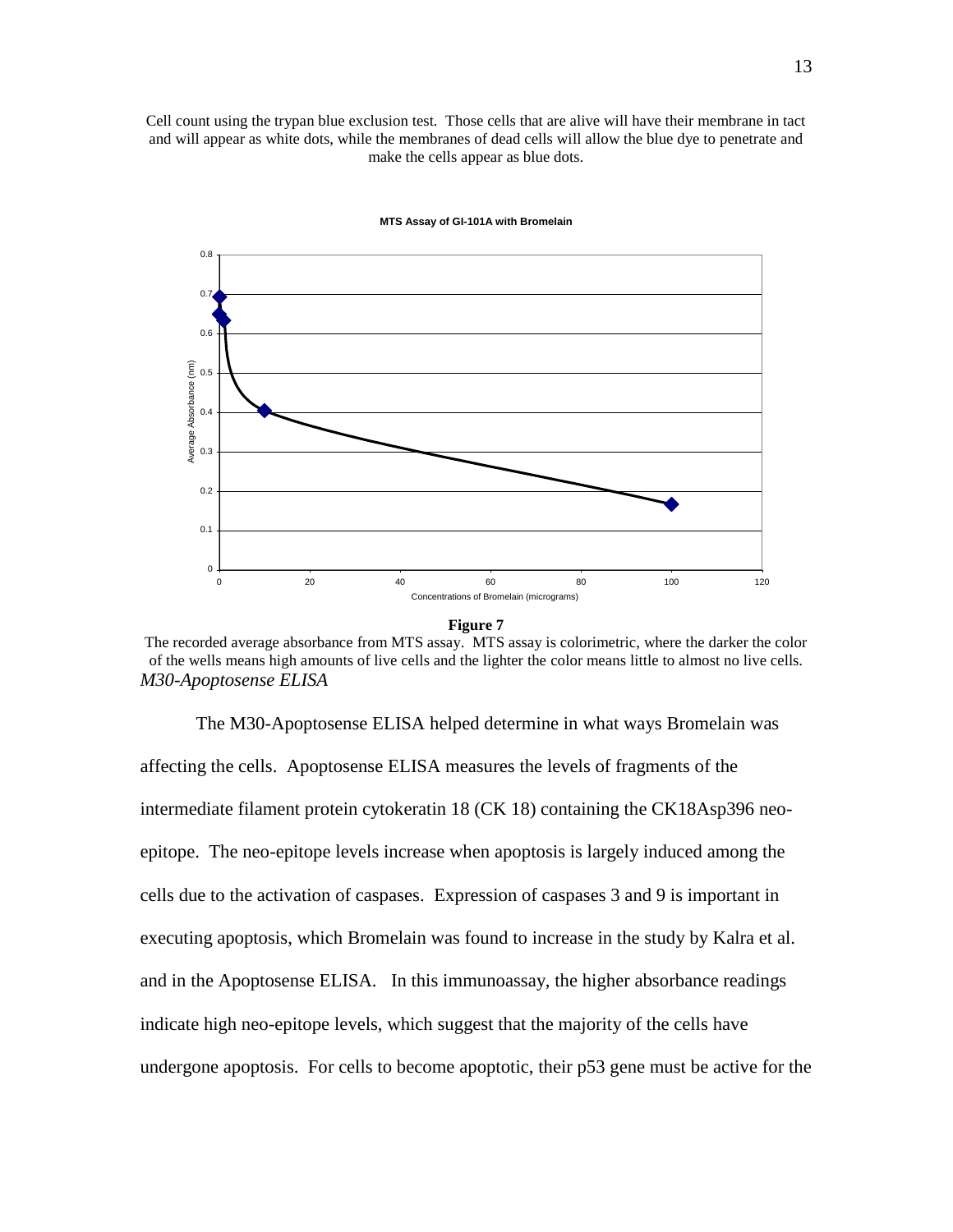Cell count using the trypan blue exclusion test. Those cells that are alive will have their membrane in tact and will appear as white dots, while the membranes of dead cells will allow the blue dye to penetrate and make the cells appear as blue dots.

**Figure 7**

The recorded average absorbance from MTS assay. MTS assay is colorimetric, where the darker the color of the wells means high amounts of live cells and the lighter the color means little to almost no live cells.

*M30-Apoptosense ELISA*

The M30-Apoptosense ELISA helped determine in what ways Bromelain was affecting the cells. Apoptosense ELISA measures the levels of fragments of the intermediate filament protein cytokeratin 18 (CK 18) containing the CK18Asp396 neo-epitope. The neo-epitope levels increase when apoptosis is largely induced among the cells due to the activation of caspases. Expression of caspases 3 and 9 is important in executing apoptosis, which Bromelain was found to increase in the study by Kalra et al. and in the Apoptosense ELISA. In this immunoassay, the higher absorbance readings indicate high neo-epitope levels, which suggest that the majority of the cells have undergone apoptosis. For cells to become apoptotic, their p53 gene must be active for the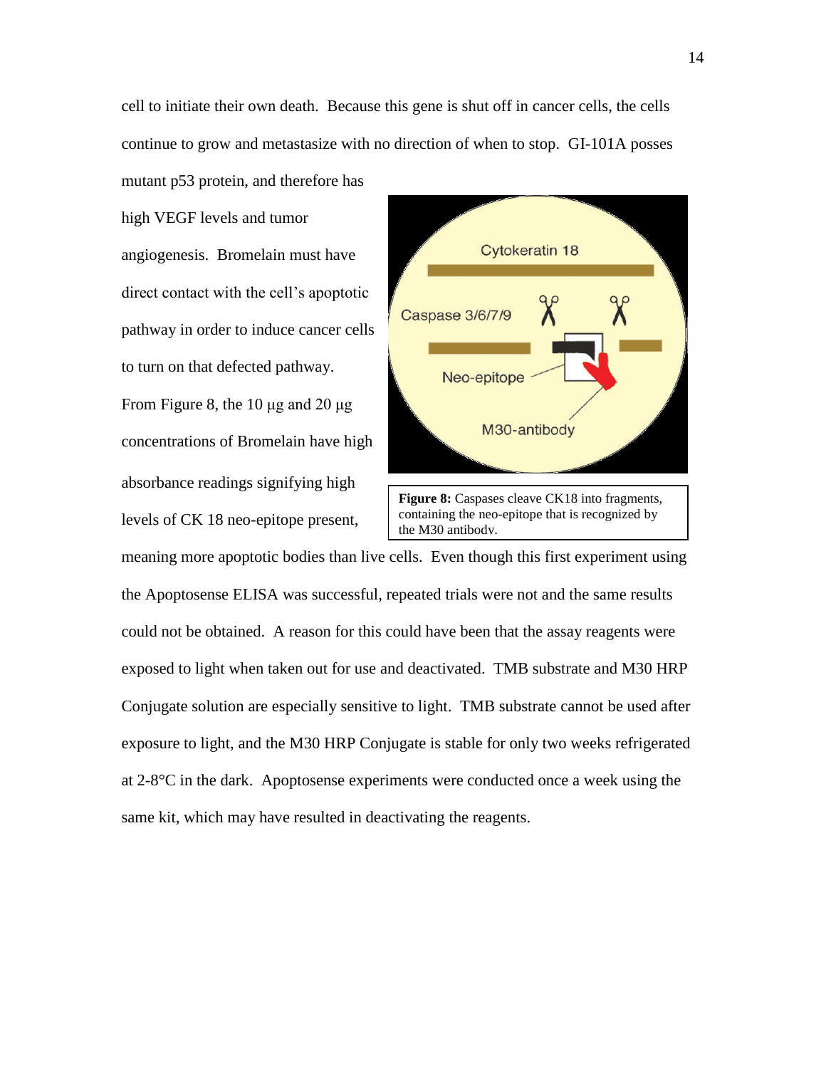cell to initiate their own death. Because this gene is shut off in cancer cells, the cells continue to grow and metastasize with no direction of when to stop. GI-101A posses mutant p53 protein, and therefore has high VEGF levels and tumor angiogenesis. Bromelain must have direct contact with the cell's apoptotic pathway in order to induce cancer cells to turn on that defected pathway. From Figure 8, the 10 µg and 20 µg concentrations of Bromelain have high absorbance readings signifying high levels of CK 18 neo-epitope present, meaning more apoptotic bodies than live cells. Even though this first experiment using the Apoptosense ELISA was successful, repeated trials were not and the same results could not be obtained. A reason for this could have been that the assay reagents were exposed to light when taken out for use and deactivated. TMB substrate and M30 HRP Conjugate solution are especially sensitive to light. TMB substrate cannot be used after exposure to light, and the M30 HRP Conjugate is stable for only two weeks refrigerated at 2-8°C in the dark. Apoptosense experiments were conducted once a week using the same kit, which may have resulted in deactivating the reagents.

**Figure 8:** Caspases cleave CK18 into fragments, containing the neo-epitope that is recognized by the M30 antibody.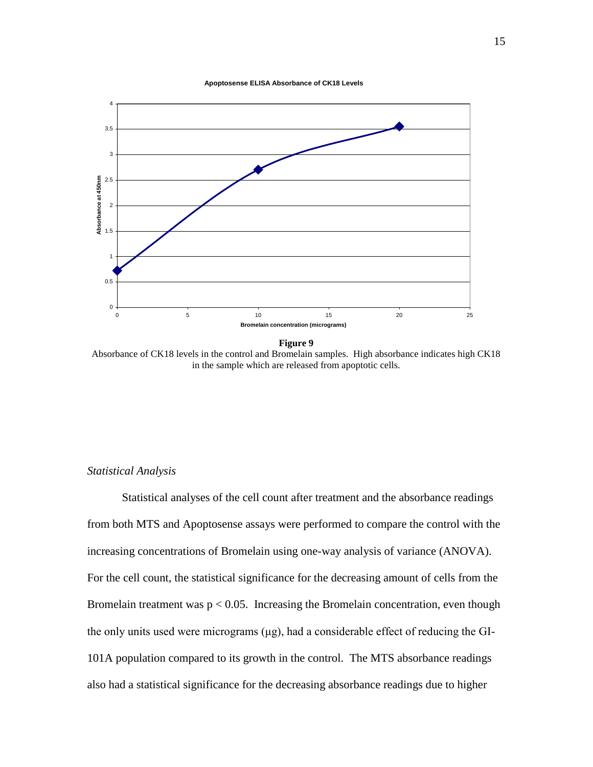**Figure 9**
Absorbance of CK18 levels in the control and Bromelain samples. High absorbance indicates high CK18 in the sample which are released from apoptotic cells.

*Statistical Analysis*

Statistical analyses of the cell count after treatment and the absorbance readings from both MTS and Apoptosense assays were performed to compare the control with the increasing concentrations of Bromelain using one-way analysis of variance (ANOVA). For the cell count, the statistical significance for the decreasing amount of cells from the Bromelain treatment was $p < 0.05$. Increasing the Bromelain concentration, even though the only units used were micrograms (μg), had a considerable effect of reducing the GI-101A population compared to its growth in the control. The MTS absorbance readings also had a statistical significance for the decreasing absorbance readings due to higher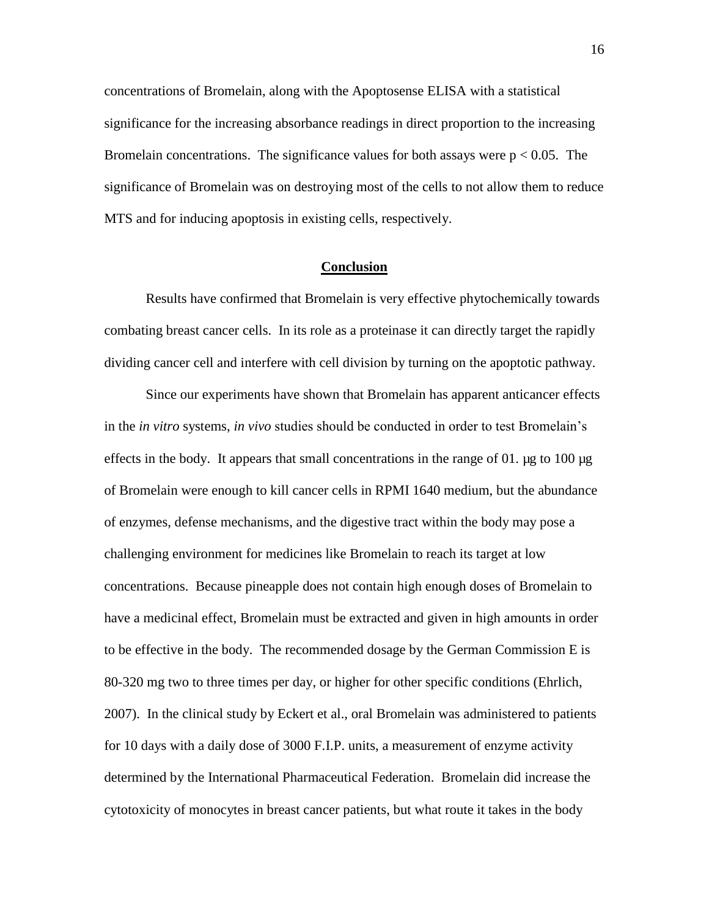concentrations of Bromelain, along with the Apoptosense ELISA with a statistical significance for the increasing absorbance readings in direct proportion to the increasing Bromelain concentrations. The significance values for both assays were $p < 0.05$. The significance of Bromelain was on destroying most of the cells to not allow them to reduce MTS and for inducing apoptosis in existing cells, respectively.

## Conclusion

Results have confirmed that Bromelain is very effective phytochemically towards combating breast cancer cells. In its role as a proteinase it can directly target the rapidly dividing cancer cell and interfere with cell division by turning on the apoptotic pathway.

Since our experiments have shown that Bromelain has apparent anticancer effects in the *in vitro* systems, *in vivo* studies should be conducted in order to test Bromelain's effects in the body. It appears that small concentrations in the range of 01. µg to 100 µg of Bromelain were enough to kill cancer cells in RPMI 1640 medium, but the abundance of enzymes, defense mechanisms, and the digestive tract within the body may pose a challenging environment for medicines like Bromelain to reach its target at low concentrations. Because pineapple does not contain high enough doses of Bromelain to have a medicinal effect, Bromelain must be extracted and given in high amounts in order to be effective in the body. The recommended dosage by the German Commission E is 80-320 mg two to three times per day, or higher for other specific conditions (Ehrlich, 2007). In the clinical study by Eckert et al., oral Bromelain was administered to patients for 10 days with a daily dose of 3000 F.I.P. units, a measurement of enzyme activity determined by the International Pharmaceutical Federation. Bromelain did increase the cytotoxicity of monocytes in breast cancer patients, but what route it takes in the body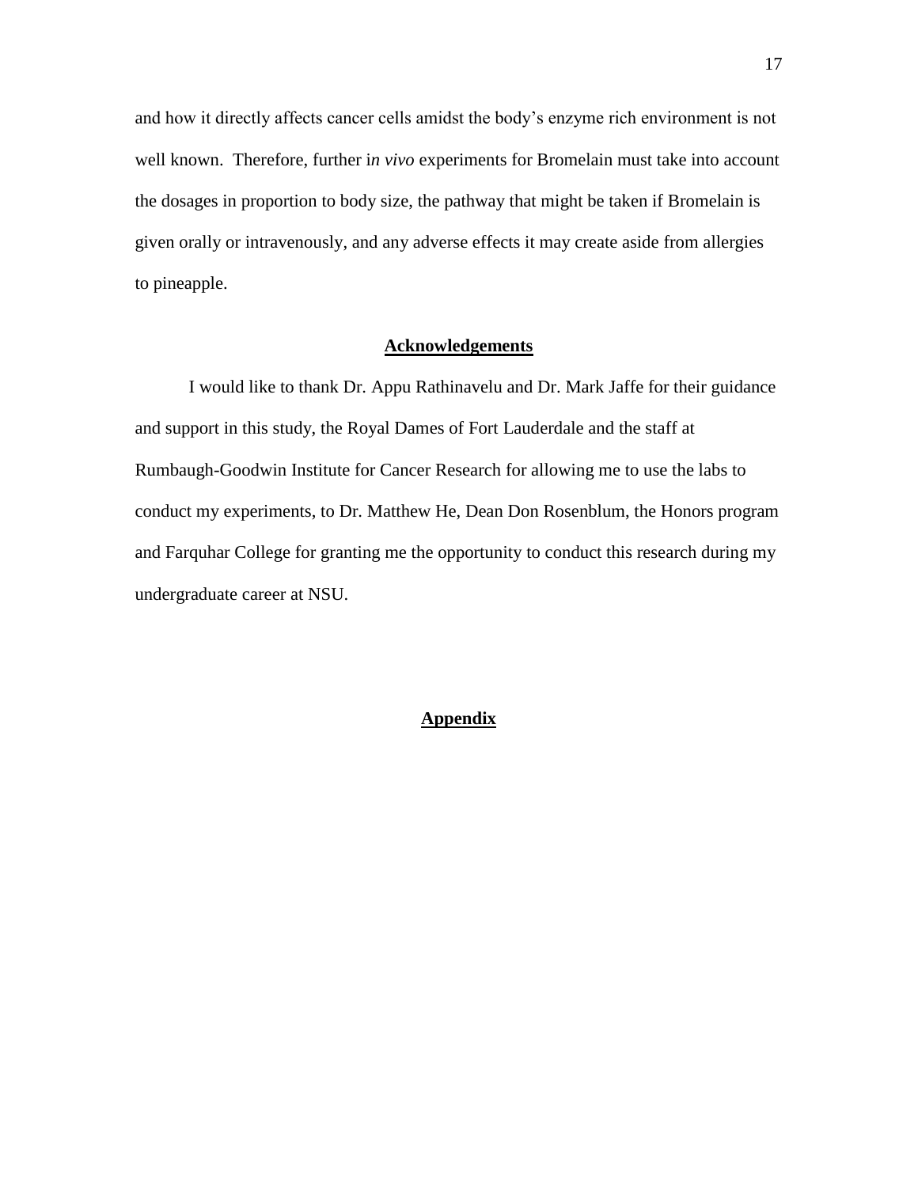and how it directly affects cancer cells amidst the body's enzyme rich environment is not well known. Therefore, further i*n vivo* experiments for Bromelain must take into account the dosages in proportion to body size, the pathway that might be taken if Bromelain is given orally or intravenously, and any adverse effects it may create aside from allergies to pineapple.

## Acknowledgements

I would like to thank Dr. Appu Rathinavelu and Dr. Mark Jaffe for their guidance and support in this study, the Royal Dames of Fort Lauderdale and the staff at Rumbaugh-Goodwin Institute for Cancer Research for allowing me to use the labs to conduct my experiments, to Dr. Matthew He, Dean Don Rosenblum, the Honors program and Farquhar College for granting me the opportunity to conduct this research during my undergraduate career at NSU.

## Appendix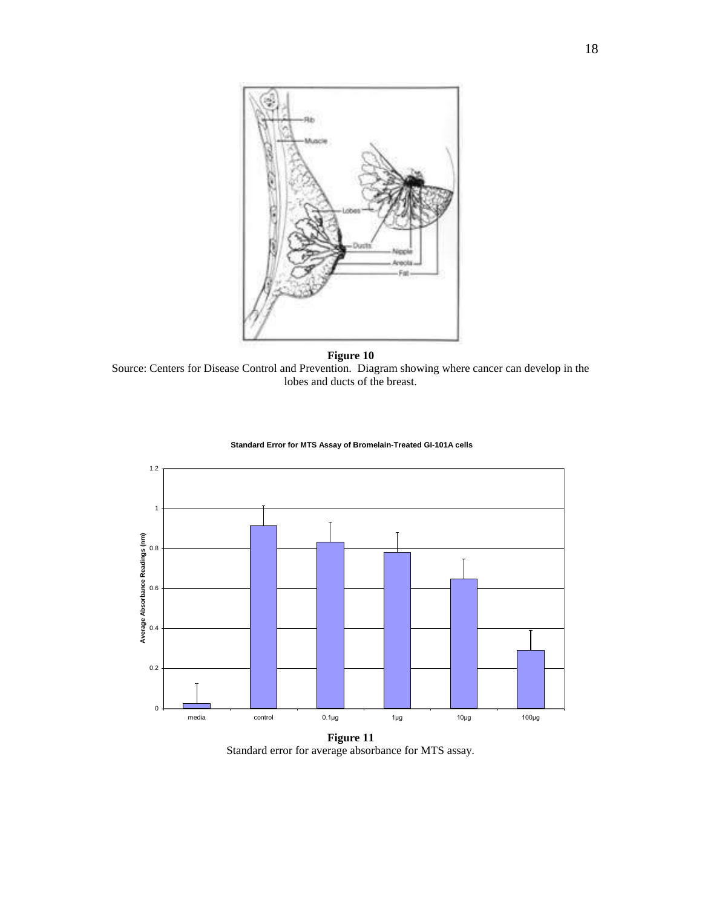**Figure 10**

Source: Centers for Disease Control and Prevention. Diagram showing where cancer can develop in the lobes and ducts of the breast.

**Figure 11**

Standard error for average absorbance for MTS assay.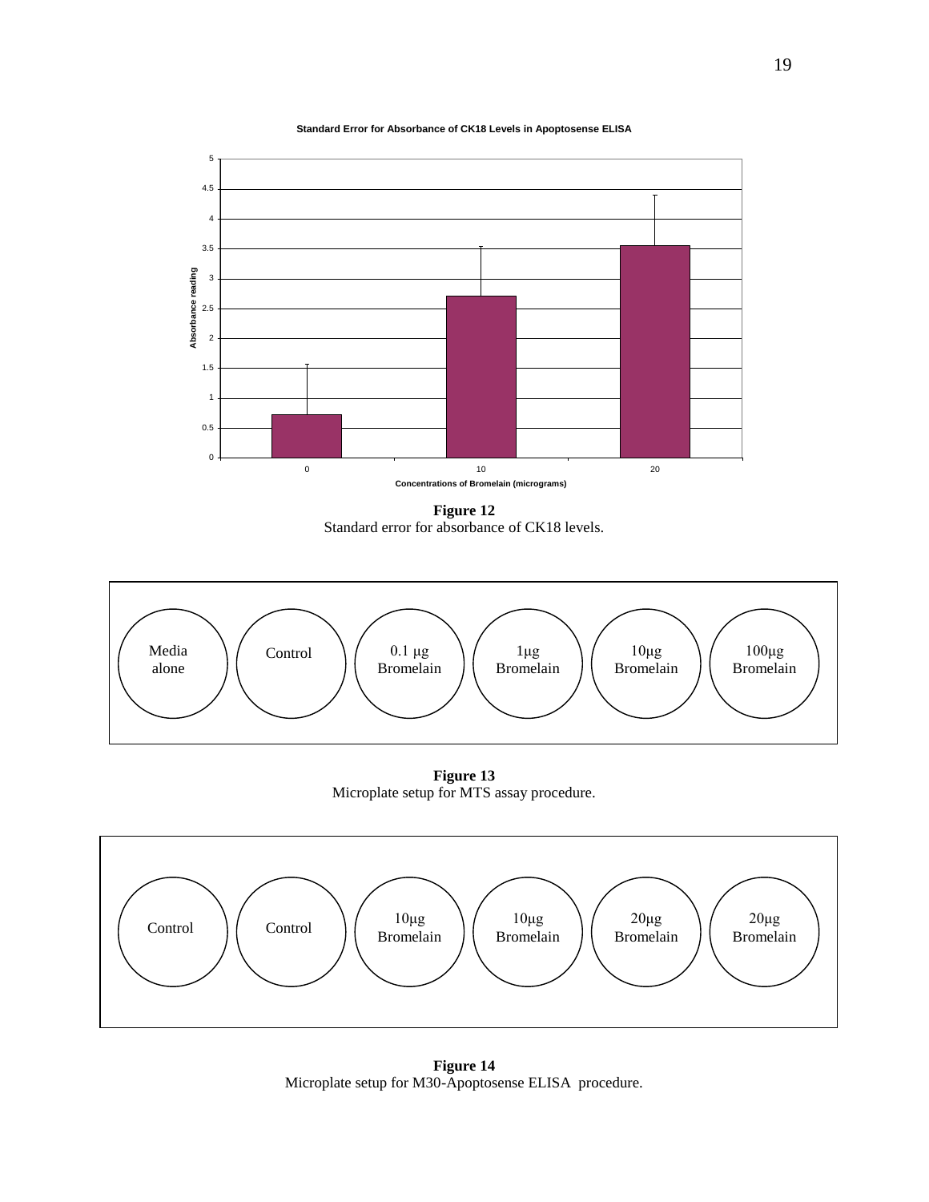**Standard Error for Absorbance of CK18 Levels in Apoptosense ELISA**

**Figure 12**
Standard error for absorbance of CK18 levels.

| Media alone | Control | 0.1 µg Bromelain | 1µg Bromelain | 10µg Bromelain | 100µg Bromelain |
|---|---|---|---|---|---|

**Figure 13**
Microplate setup for MTS assay procedure.

| Control | Control | 10µg Bromelain | 10µg Bromelain | 20µg Bromelain | 20µg Bromelain |
|---|---|---|---|---|---|

**Figure 14**
Microplate setup for M30-Apoptosense ELISA procedure.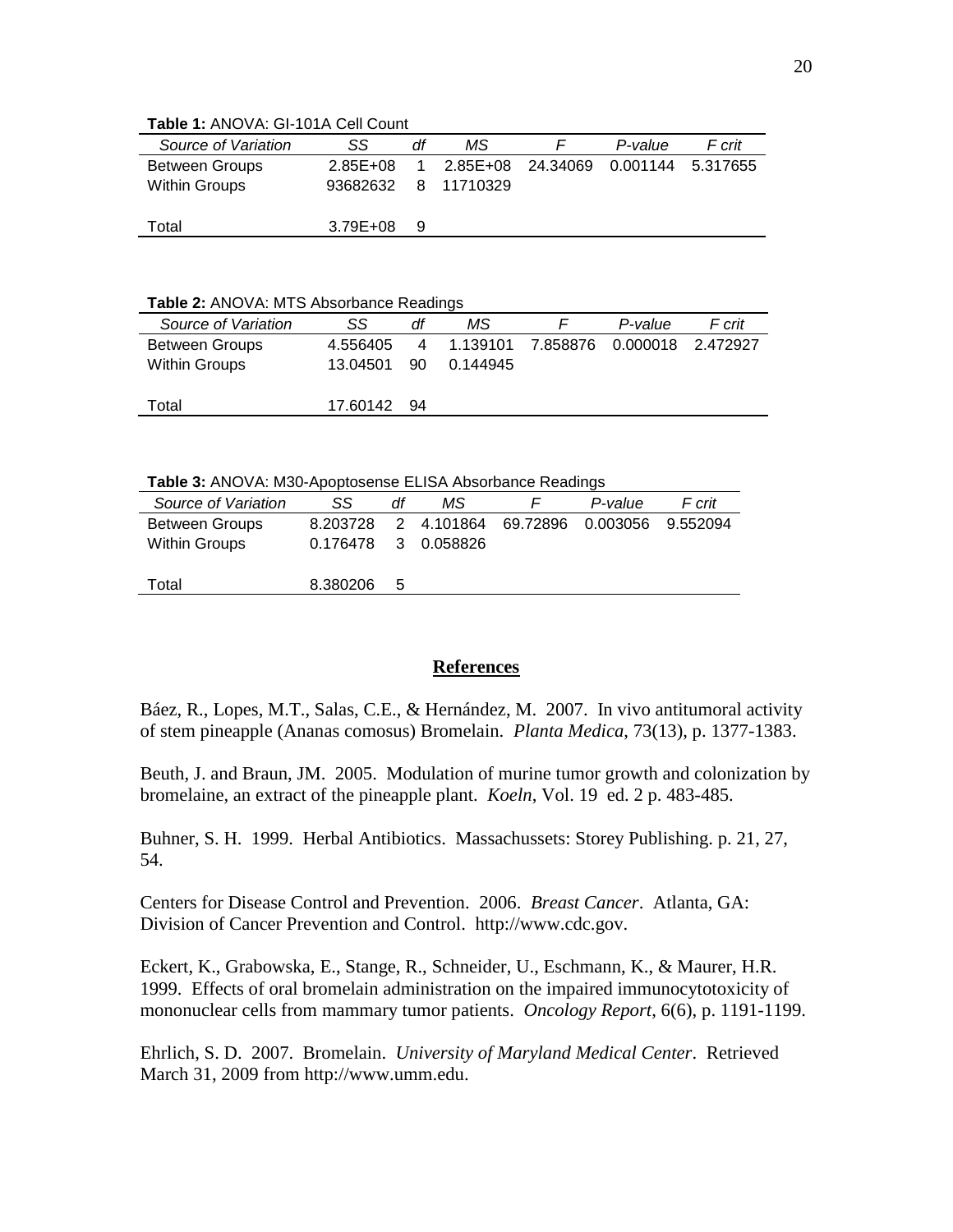**Table 1:** ANOVA: GI-101A Cell Count

| *Source of Variation* | *SS* | *df* | *MS* | *F* | *P-value* | *F crit* |
|---|---|---|---|---|---|---|
| Between Groups | 2.85E+08 | 1 | 2.85E+08 | 24.34069 | 0.001144 | 5.317655 |
| Within Groups | 93682632 | 8 | 11710329 | | | |
| | | | | | | |
| Total | 3.79E+08 | 9 | | | | |

**Table 2:** ANOVA: MTS Absorbance Readings

| *Source of Variation* | *SS* | *df* | *MS* | *F* | *P-value* | *F crit* |
|---|---|---|---|---|---|---|
| Between Groups | 4.556405 | 4 | 1.139101 | 7.858876 | 0.000018 | 2.472927 |
| Within Groups | 13.04501 | 90 | 0.144945 | | | |
| | | | | | | |
| Total | 17.60142 | 94 | | | | |

**Table 3:** ANOVA: M30-Apoptosense ELISA Absorbance Readings

| *Source of Variation* | *SS* | *df* | *MS* | *F* | *P-value* | *F crit* |
|---|---|---|---|---|---|---|
| Between Groups | 8.203728 | 2 | 4.101864 | 69.72896 | 0.003056 | 9.552094 |
| Within Groups | 0.176478 | 3 | 0.058826 | | | |
| | | | | | | |
| Total | 8.380206 | 5 | | | | |

## References

Báez, R., Lopes, M.T., Salas, C.E., & Hernández, M. 2007. In vivo antitumoral activity of stem pineapple (Ananas comosus) Bromelain. *Planta Medica*, 73(13), p. 1377-1383.

Beuth, J. and Braun, JM. 2005. Modulation of murine tumor growth and colonization by bromelaine, an extract of the pineapple plant. *Koeln*, Vol. 19 ed. 2 p. 483-485.

Buhner, S. H. 1999. Herbal Antibiotics. Massachussets: Storey Publishing. p. 21, 27, 54.

Centers for Disease Control and Prevention. 2006. *Breast Cancer*. Atlanta, GA: Division of Cancer Prevention and Control. http://www.cdc.gov.

Eckert, K., Grabowska, E., Stange, R., Schneider, U., Eschmann, K., & Maurer, H.R. 1999. Effects of oral bromelain administration on the impaired immunocytotoxicity of mononuclear cells from mammary tumor patients. *Oncology Report*, 6(6), p. 1191-1199.

Ehrlich, S. D. 2007. Bromelain. *University of Maryland Medical Center*. Retrieved March 31, 2009 from http://www.umm.edu.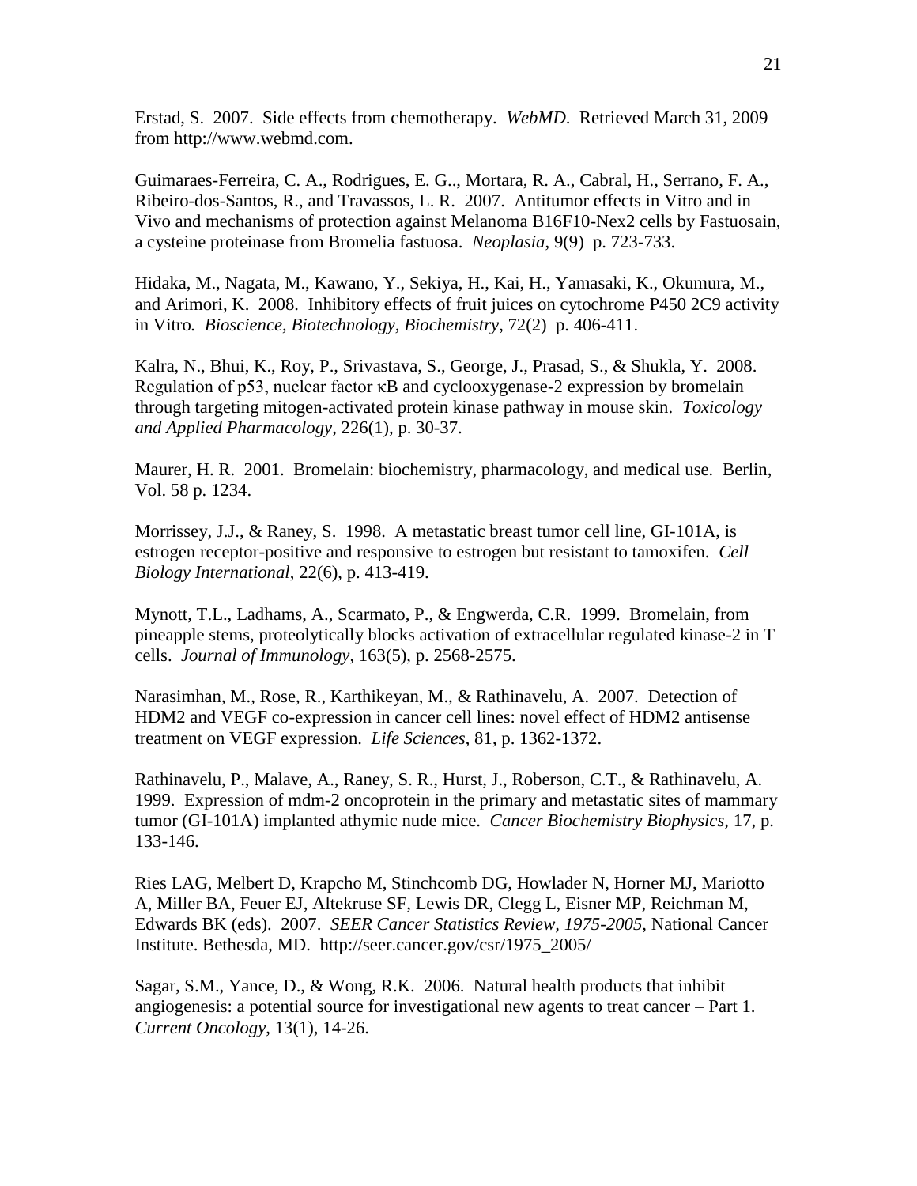Erstad, S. 2007. Side effects from chemotherapy. *WebMD.* Retrieved March 31, 2009 from http://www.webmd.com.

Guimaraes-Ferreira, C. A., Rodrigues, E. G.., Mortara, R. A., Cabral, H., Serrano, F. A., Ribeiro-dos-Santos, R., and Travassos, L. R. 2007. Antitumor effects in Vitro and in Vivo and mechanisms of protection against Melanoma B16F10-Nex2 cells by Fastuosain, a cysteine proteinase from Bromelia fastuosa. *Neoplasia*, 9(9) p. 723-733.

Hidaka, M., Nagata, M., Kawano, Y., Sekiya, H., Kai, H., Yamasaki, K., Okumura, M., and Arimori, K. 2008. Inhibitory effects of fruit juices on cytochrome P450 2C9 activity in Vitro. *Bioscience, Biotechnology, Biochemistry*, 72(2) p. 406-411.

Kalra, N., Bhui, K., Roy, P., Srivastava, S., George, J., Prasad, S., & Shukla, Y. 2008. Regulation of p53, nuclear factor κB and cyclooxygenase-2 expression by bromelain through targeting mitogen-activated protein kinase pathway in mouse skin. *Toxicology and Applied Pharmacology*, 226(1), p. 30-37.

Maurer, H. R. 2001. Bromelain: biochemistry, pharmacology, and medical use. Berlin, Vol. 58 p. 1234.

Morrissey, J.J., & Raney, S. 1998. A metastatic breast tumor cell line, GI-101A, is estrogen receptor-positive and responsive to estrogen but resistant to tamoxifen. *Cell Biology International*, 22(6), p. 413-419.

Mynott, T.L., Ladhams, A., Scarmato, P., & Engwerda, C.R. 1999. Bromelain, from pineapple stems, proteolytically blocks activation of extracellular regulated kinase-2 in T cells. *Journal of Immunology*, 163(5), p. 2568-2575.

Narasimhan, M., Rose, R., Karthikeyan, M., & Rathinavelu, A. 2007. Detection of HDM2 and VEGF co-expression in cancer cell lines: novel effect of HDM2 antisense treatment on VEGF expression. *Life Sciences*, 81, p. 1362-1372.

Rathinavelu, P., Malave, A., Raney, S. R., Hurst, J., Roberson, C.T., & Rathinavelu, A. 1999. Expression of mdm-2 oncoprotein in the primary and metastatic sites of mammary tumor (GI-101A) implanted athymic nude mice. *Cancer Biochemistry Biophysics*, 17, p. 133-146.

Ries LAG, Melbert D, Krapcho M, Stinchcomb DG, Howlader N, Horner MJ, Mariotto A, Miller BA, Feuer EJ, Altekruse SF, Lewis DR, Clegg L, Eisner MP, Reichman M, Edwards BK (eds). 2007. *SEER Cancer Statistics Review, 1975-2005*, National Cancer Institute. Bethesda, MD. http://seer.cancer.gov/csr/1975_2005/

Sagar, S.M., Yance, D., & Wong, R.K. 2006. Natural health products that inhibit angiogenesis: a potential source for investigational new agents to treat cancer – Part 1. *Current Oncology*, 13(1), 14-26.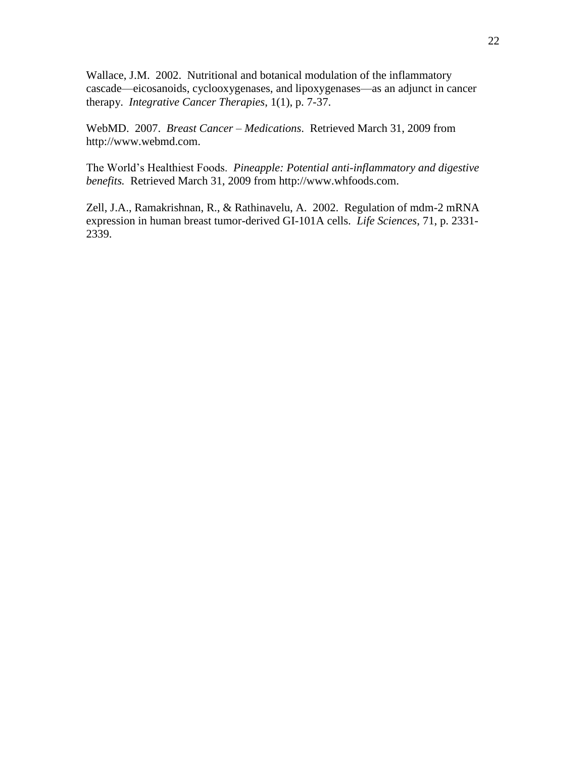Wallace, J.M. 2002. Nutritional and botanical modulation of the inflammatory cascade—eicosanoids, cyclooxygenases, and lipoxygenases—as an adjunct in cancer therapy. *Integrative Cancer Therapies*, 1(1), p. 7-37.

WebMD. 2007. *Breast Cancer – Medications*. Retrieved March 31, 2009 from http://www.webmd.com.

The World's Healthiest Foods. *Pineapple: Potential anti-inflammatory and digestive benefits.* Retrieved March 31, 2009 from http://www.whfoods.com.

Zell, J.A., Ramakrishnan, R., & Rathinavelu, A. 2002. Regulation of mdm-2 mRNA expression in human breast tumor-derived GI-101A cells. *Life Sciences*, 71, p. 2331-2339.